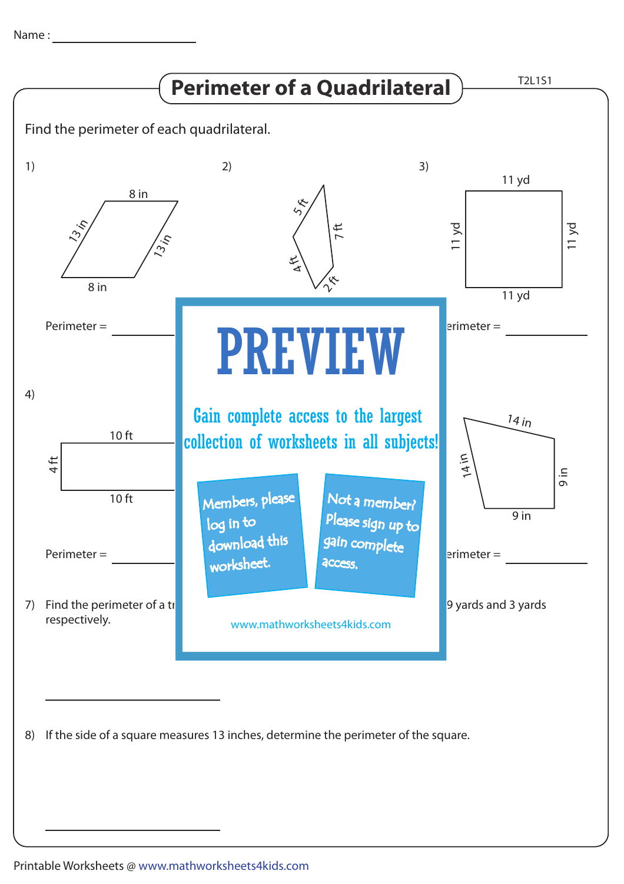Name : ____________________

# Perimeter of a Quadrilateral

T2L1S1

Find the perimeter of each quadrilateral.

1) 8 in, 13 in, 13 in, 8 in

Perimeter = ____________

2) 5 ft, 7 ft, 4 ft, 2 ft

3) 11 yd, 11 yd, 11 yd, 11 yd

erimeter = ____________

4) 10 ft, 4 ft, 10 ft

Perimeter = ____________

14 in, 14 in, 9 in, 9 in

erimeter = ____________

7) Find the perimeter of a tr

9 yards and 3 yards

respectively.

____________________

PREVIEW

Gain complete access to the largest collection of worksheets in all subjects!

Members, please log in to download this worksheet.

Not a member? Please sign up to gain complete access.

www.mathworksheets4kids.com

8) If the side of a square measures 13 inches, determine the perimeter of the square.

____________________

Printable Worksheets @ www.mathworksheets4kids.com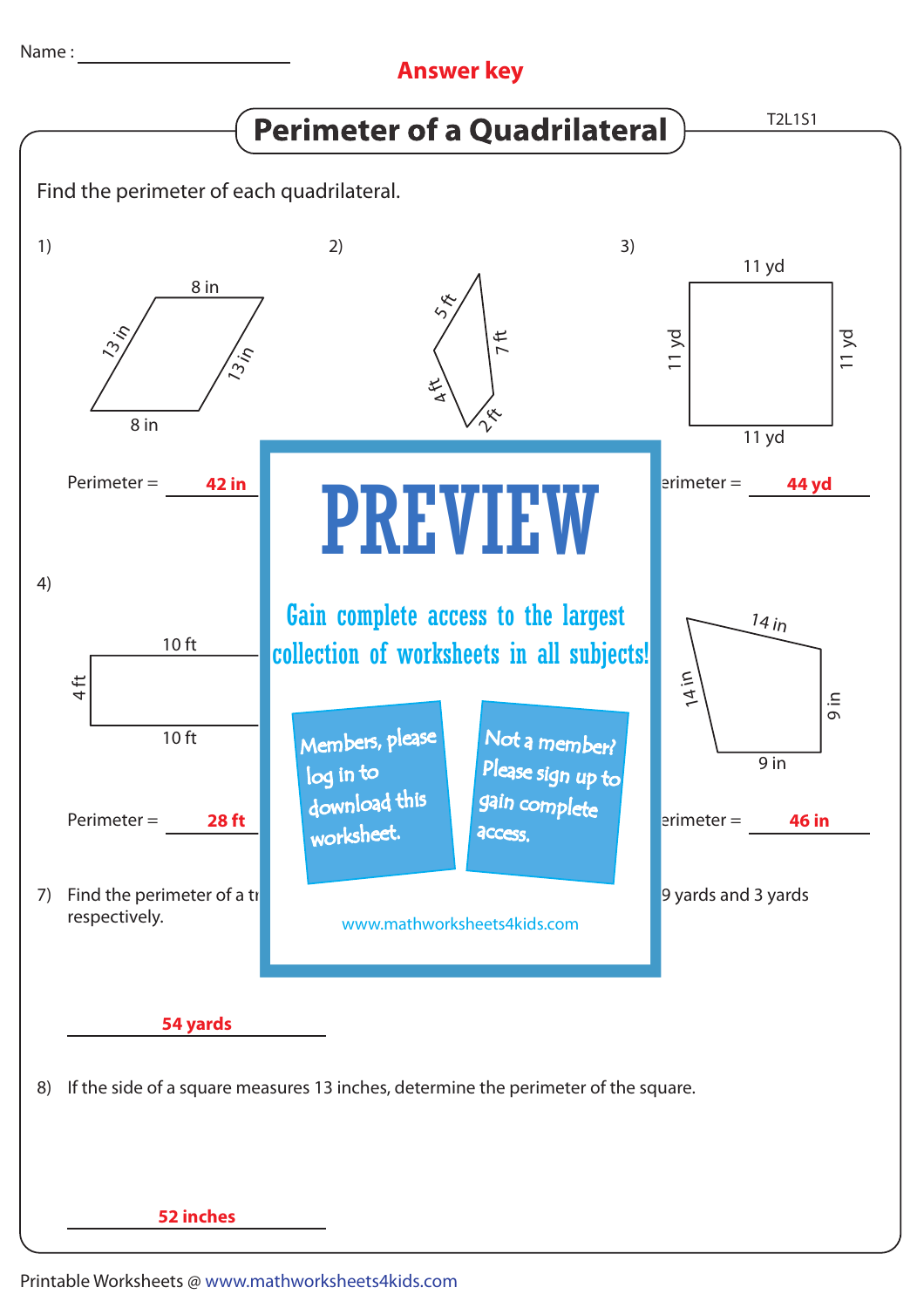Name : ____________________

**Answer key**

# Perimeter of a Quadrilateral

T2L1S1

Find the perimeter of each quadrilateral.

1)

8 in

13 in

13 in

8 in

Perimeter = **42 in**

2)

5 ft

7 ft

4 ft

2 ft

3)

11 yd

11 yd

11 yd

11 yd

erimeter = **44 yd**

4)

10 ft

4 ft

10 ft

Perimeter = **28 ft**

14 in

14 in

9 in

9 in

erimeter = **46 in**

PREVIEW

Gain complete access to the largest collection of worksheets in all subjects!

Members, please log in to download this worksheet.

Not a member? Please sign up to gain complete access.

www.mathworksheets4kids.com

7) Find the perimeter of a tr ... 9 yards and 3 yards respectively.

**54 yards**

8) If the side of a square measures 13 inches, determine the perimeter of the square.

**52 inches**

Printable Worksheets @ www.mathworksheets4kids.com